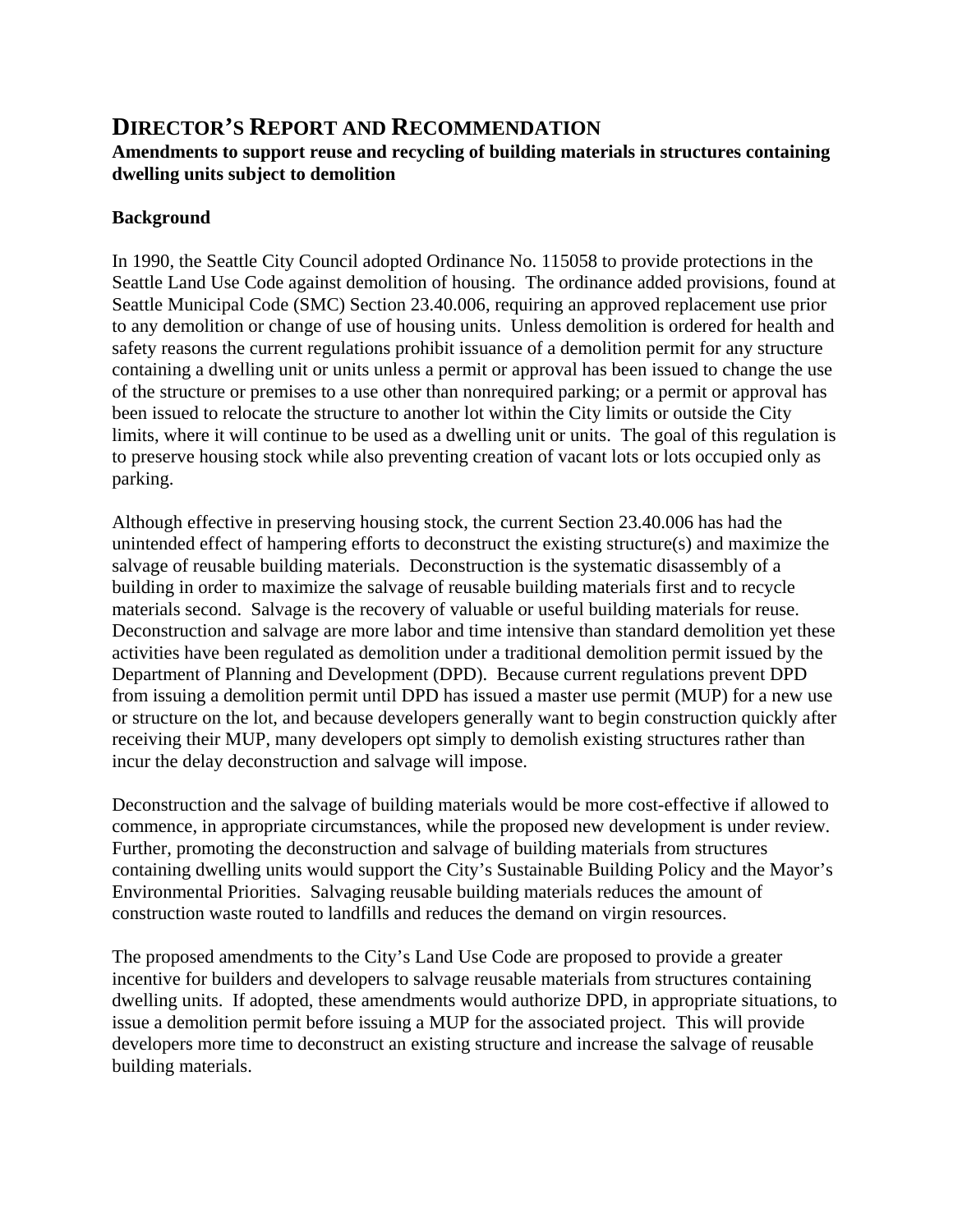# DIRECTOR'S REPORT AND RECOMMENDATION

**Amendments to support reuse and recycling of building materials in structures containing dwelling units subject to demolition**

## Background

In 1990, the Seattle City Council adopted Ordinance No. 115058 to provide protections in the Seattle Land Use Code against demolition of housing. The ordinance added provisions, found at Seattle Municipal Code (SMC) Section 23.40.006, requiring an approved replacement use prior to any demolition or change of use of housing units. Unless demolition is ordered for health and safety reasons the current regulations prohibit issuance of a demolition permit for any structure containing a dwelling unit or units unless a permit or approval has been issued to change the use of the structure or premises to a use other than nonrequired parking; or a permit or approval has been issued to relocate the structure to another lot within the City limits or outside the City limits, where it will continue to be used as a dwelling unit or units. The goal of this regulation is to preserve housing stock while also preventing creation of vacant lots or lots occupied only as parking.

Although effective in preserving housing stock, the current Section 23.40.006 has had the unintended effect of hampering efforts to deconstruct the existing structure(s) and maximize the salvage of reusable building materials. Deconstruction is the systematic disassembly of a building in order to maximize the salvage of reusable building materials first and to recycle materials second. Salvage is the recovery of valuable or useful building materials for reuse. Deconstruction and salvage are more labor and time intensive than standard demolition yet these activities have been regulated as demolition under a traditional demolition permit issued by the Department of Planning and Development (DPD). Because current regulations prevent DPD from issuing a demolition permit until DPD has issued a master use permit (MUP) for a new use or structure on the lot, and because developers generally want to begin construction quickly after receiving their MUP, many developers opt simply to demolish existing structures rather than incur the delay deconstruction and salvage will impose.

Deconstruction and the salvage of building materials would be more cost-effective if allowed to commence, in appropriate circumstances, while the proposed new development is under review. Further, promoting the deconstruction and salvage of building materials from structures containing dwelling units would support the City's Sustainable Building Policy and the Mayor's Environmental Priorities. Salvaging reusable building materials reduces the amount of construction waste routed to landfills and reduces the demand on virgin resources.

The proposed amendments to the City's Land Use Code are proposed to provide a greater incentive for builders and developers to salvage reusable materials from structures containing dwelling units. If adopted, these amendments would authorize DPD, in appropriate situations, to issue a demolition permit before issuing a MUP for the associated project. This will provide developers more time to deconstruct an existing structure and increase the salvage of reusable building materials.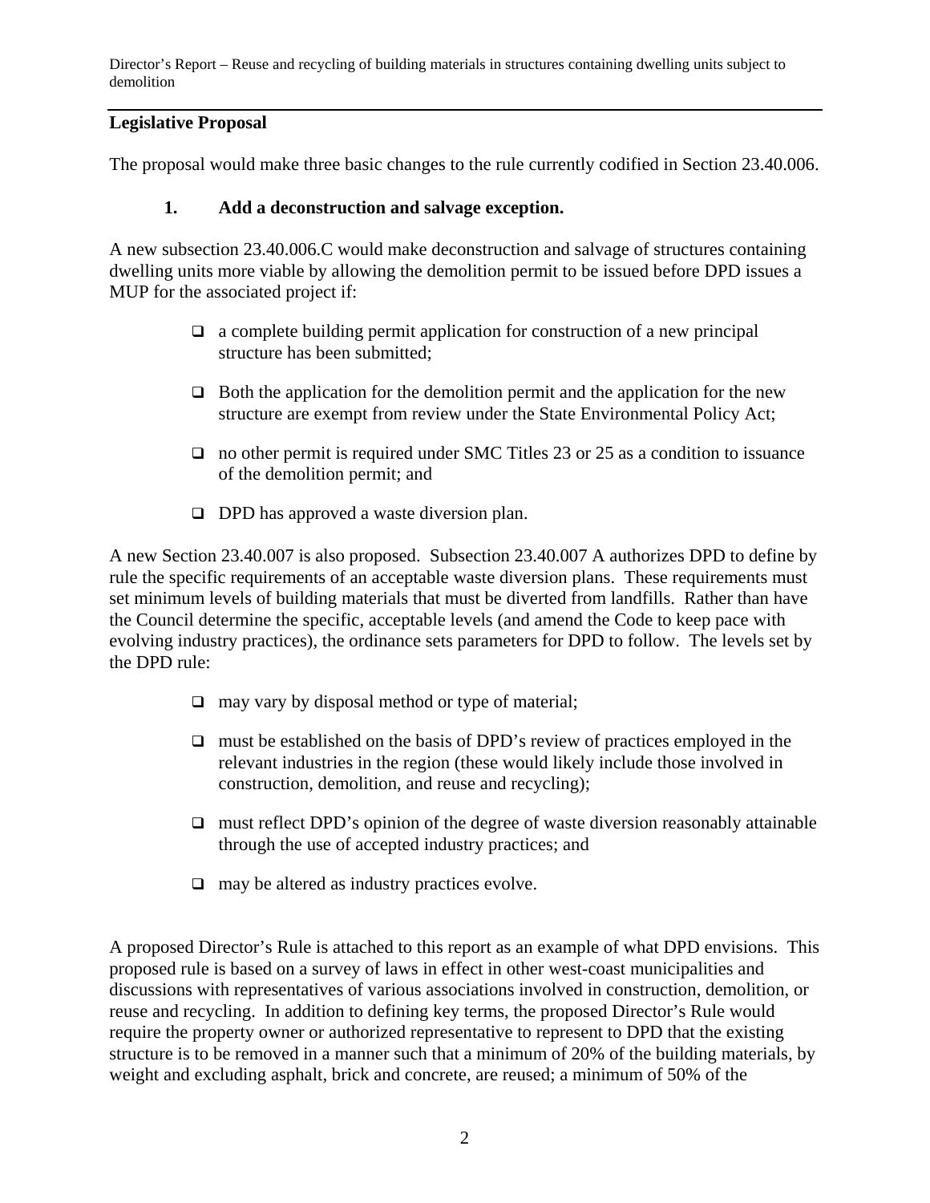## Legislative Proposal

The proposal would make three basic changes to the rule currently codified in Section 23.40.006.

### 1. Add a deconstruction and salvage exception.

A new subsection 23.40.006.C would make deconstruction and salvage of structures containing dwelling units more viable by allowing the demolition permit to be issued before DPD issues a MUP for the associated project if:

- a complete building permit application for construction of a new principal structure has been submitted;
- Both the application for the demolition permit and the application for the new structure are exempt from review under the State Environmental Policy Act;
- no other permit is required under SMC Titles 23 or 25 as a condition to issuance of the demolition permit; and
- DPD has approved a waste diversion plan.

A new Section 23.40.007 is also proposed. Subsection 23.40.007 A authorizes DPD to define by rule the specific requirements of an acceptable waste diversion plans. These requirements must set minimum levels of building materials that must be diverted from landfills. Rather than have the Council determine the specific, acceptable levels (and amend the Code to keep pace with evolving industry practices), the ordinance sets parameters for DPD to follow. The levels set by the DPD rule:

- may vary by disposal method or type of material;
- must be established on the basis of DPD's review of practices employed in the relevant industries in the region (these would likely include those involved in construction, demolition, and reuse and recycling);
- must reflect DPD's opinion of the degree of waste diversion reasonably attainable through the use of accepted industry practices; and
- may be altered as industry practices evolve.

A proposed Director's Rule is attached to this report as an example of what DPD envisions. This proposed rule is based on a survey of laws in effect in other west-coast municipalities and discussions with representatives of various associations involved in construction, demolition, or reuse and recycling. In addition to defining key terms, the proposed Director's Rule would require the property owner or authorized representative to represent to DPD that the existing structure is to be removed in a manner such that a minimum of 20% of the building materials, by weight and excluding asphalt, brick and concrete, are reused; a minimum of 50% of the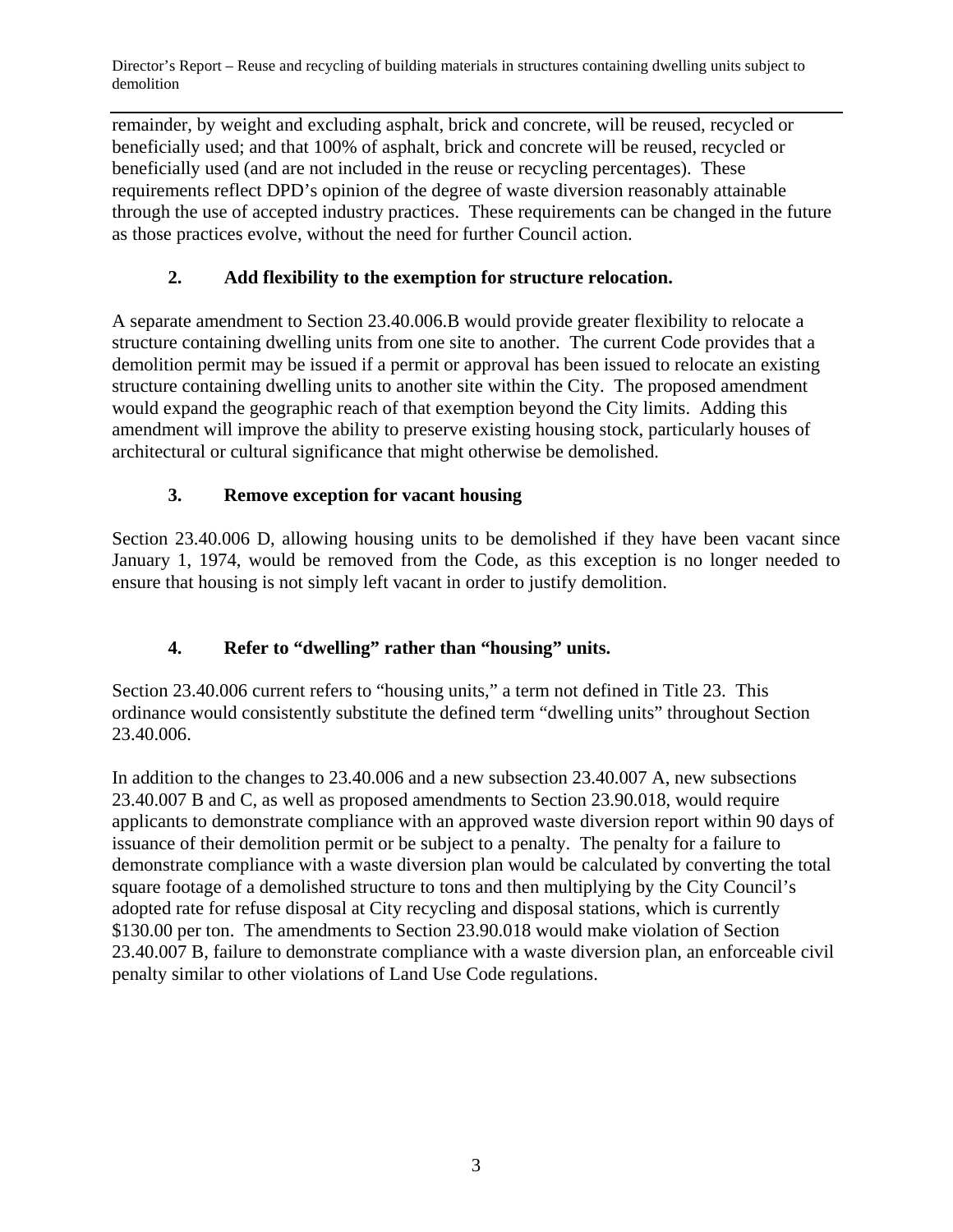remainder, by weight and excluding asphalt, brick and concrete, will be reused, recycled or beneficially used; and that 100% of asphalt, brick and concrete will be reused, recycled or beneficially used (and are not included in the reuse or recycling percentages). These requirements reflect DPD's opinion of the degree of waste diversion reasonably attainable through the use of accepted industry practices. These requirements can be changed in the future as those practices evolve, without the need for further Council action.

### 2. Add flexibility to the exemption for structure relocation.

A separate amendment to Section 23.40.006.B would provide greater flexibility to relocate a structure containing dwelling units from one site to another. The current Code provides that a demolition permit may be issued if a permit or approval has been issued to relocate an existing structure containing dwelling units to another site within the City. The proposed amendment would expand the geographic reach of that exemption beyond the City limits. Adding this amendment will improve the ability to preserve existing housing stock, particularly houses of architectural or cultural significance that might otherwise be demolished.

### 3. Remove exception for vacant housing

Section 23.40.006 D, allowing housing units to be demolished if they have been vacant since January 1, 1974, would be removed from the Code, as this exception is no longer needed to ensure that housing is not simply left vacant in order to justify demolition.

### 4. Refer to "dwelling" rather than "housing" units.

Section 23.40.006 current refers to "housing units," a term not defined in Title 23. This ordinance would consistently substitute the defined term "dwelling units" throughout Section 23.40.006.

In addition to the changes to 23.40.006 and a new subsection 23.40.007 A, new subsections 23.40.007 B and C, as well as proposed amendments to Section 23.90.018, would require applicants to demonstrate compliance with an approved waste diversion report within 90 days of issuance of their demolition permit or be subject to a penalty. The penalty for a failure to demonstrate compliance with a waste diversion plan would be calculated by converting the total square footage of a demolished structure to tons and then multiplying by the City Council's adopted rate for refuse disposal at City recycling and disposal stations, which is currently $130.00 per ton. The amendments to Section 23.90.018 would make violation of Section 23.40.007 B, failure to demonstrate compliance with a waste diversion plan, an enforceable civil penalty similar to other violations of Land Use Code regulations.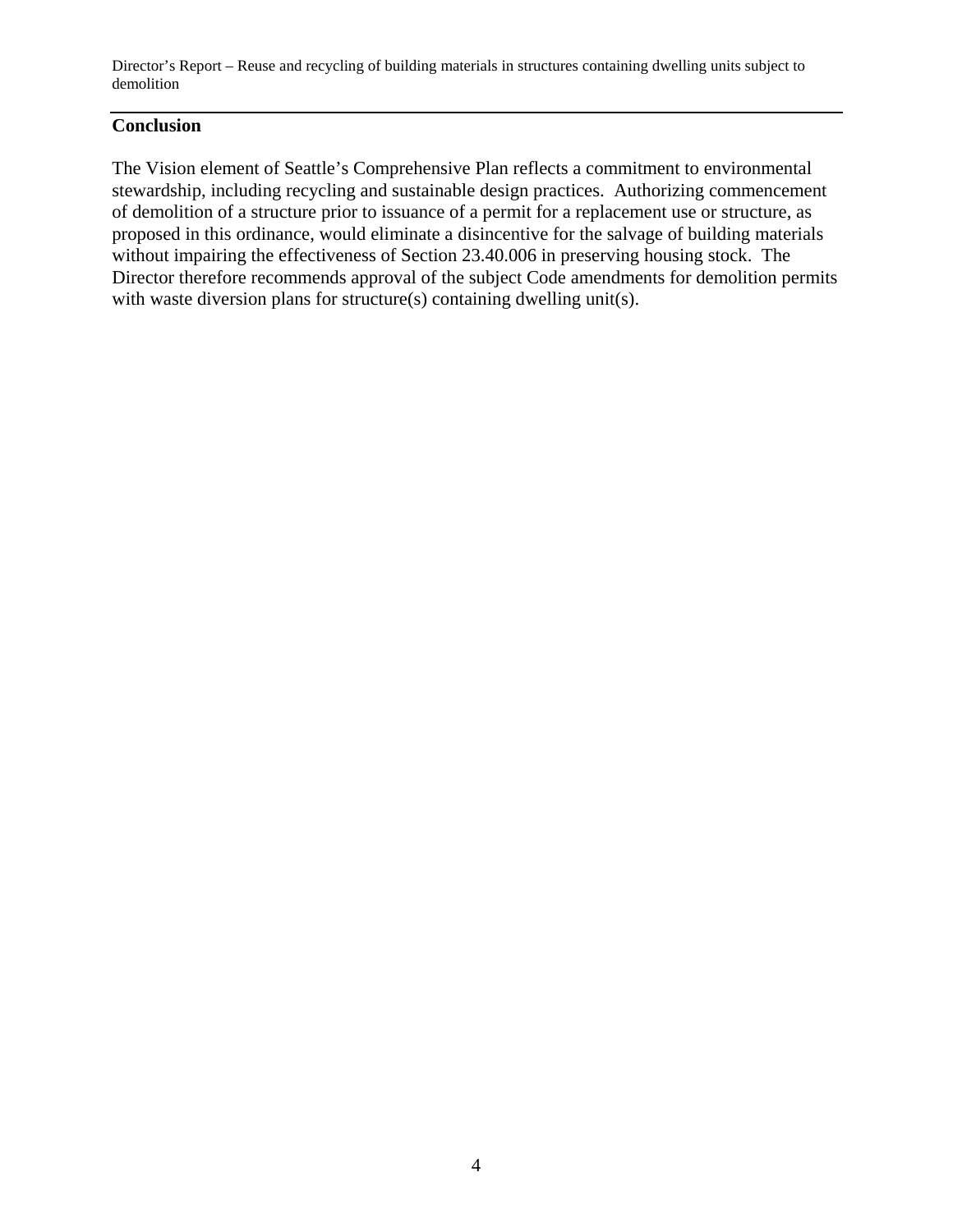## Conclusion

The Vision element of Seattle's Comprehensive Plan reflects a commitment to environmental stewardship, including recycling and sustainable design practices. Authorizing commencement of demolition of a structure prior to issuance of a permit for a replacement use or structure, as proposed in this ordinance, would eliminate a disincentive for the salvage of building materials without impairing the effectiveness of Section 23.40.006 in preserving housing stock. The Director therefore recommends approval of the subject Code amendments for demolition permits with waste diversion plans for structure(s) containing dwelling unit(s).